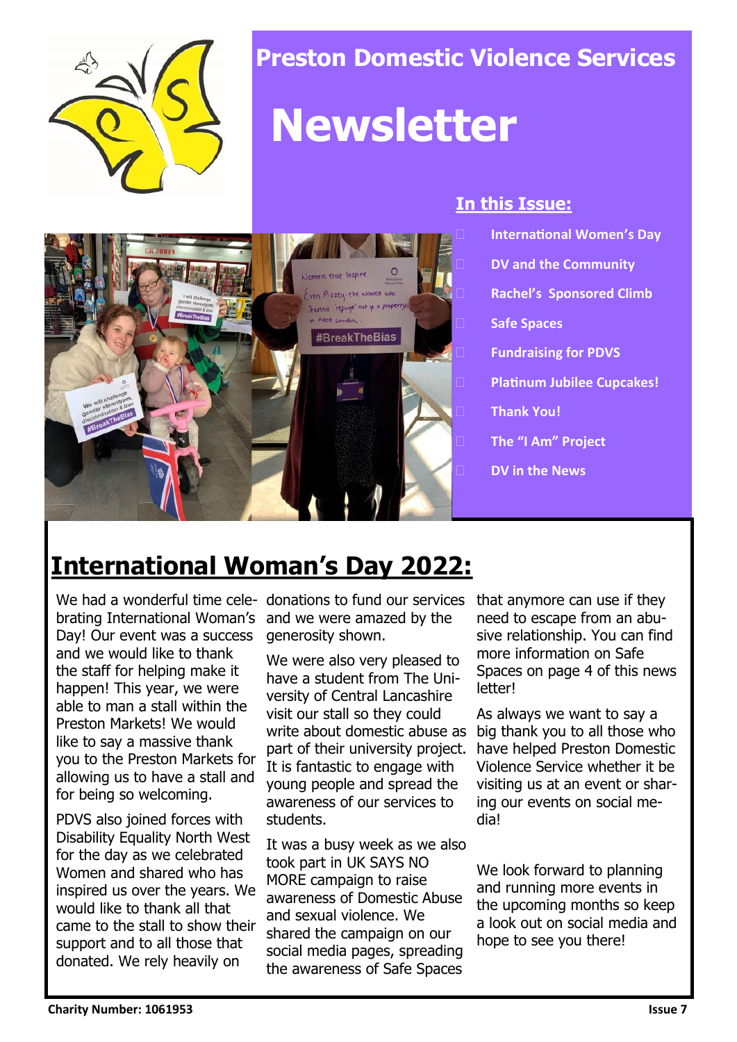# Preston Domestic Violence Services

# Newsletter

## In this Issue:

- International Women's Day
- DV and the Community
- Rachel's Sponsored Climb
- Safe Spaces
- Fundraising for PDVS
- Platinum Jubilee Cupcakes!
- Thank You!
- The "I Am" Project
- DV in the News

## International Woman's Day 2022:

We had a wonderful time celebrating International Woman's Day! Our event was a success and we would like to thank the staff for helping make it happen! This year, we were able to man a stall within the Preston Markets! We would like to say a massive thank you to the Preston Markets for allowing us to have a stall and for being so welcoming.

PDVS also joined forces with Disability Equality North West for the day as we celebrated Women and shared who has inspired us over the years. We would like to thank all that came to the stall to show their support and to all those that donated. We rely heavily on donations to fund our services and we were amazed by the generosity shown.

We were also very pleased to have a student from The University of Central Lancashire visit our stall so they could write about domestic abuse as part of their university project. It is fantastic to engage with young people and spread the awareness of our services to students.

It was a busy week as we also took part in UK SAYS NO MORE campaign to raise awareness of Domestic Abuse and sexual violence. We shared the campaign on our social media pages, spreading the awareness of Safe Spaces that anymore can use if they need to escape from an abusive relationship. You can find more information on Safe Spaces on page 4 of this news letter!

As always we want to say a big thank you to all those who have helped Preston Domestic Violence Service whether it be visiting us at an event or sharing our events on social media!

We look forward to planning and running more events in the upcoming months so keep a look out on social media and hope to see you there!

**Charity Number: 1061953**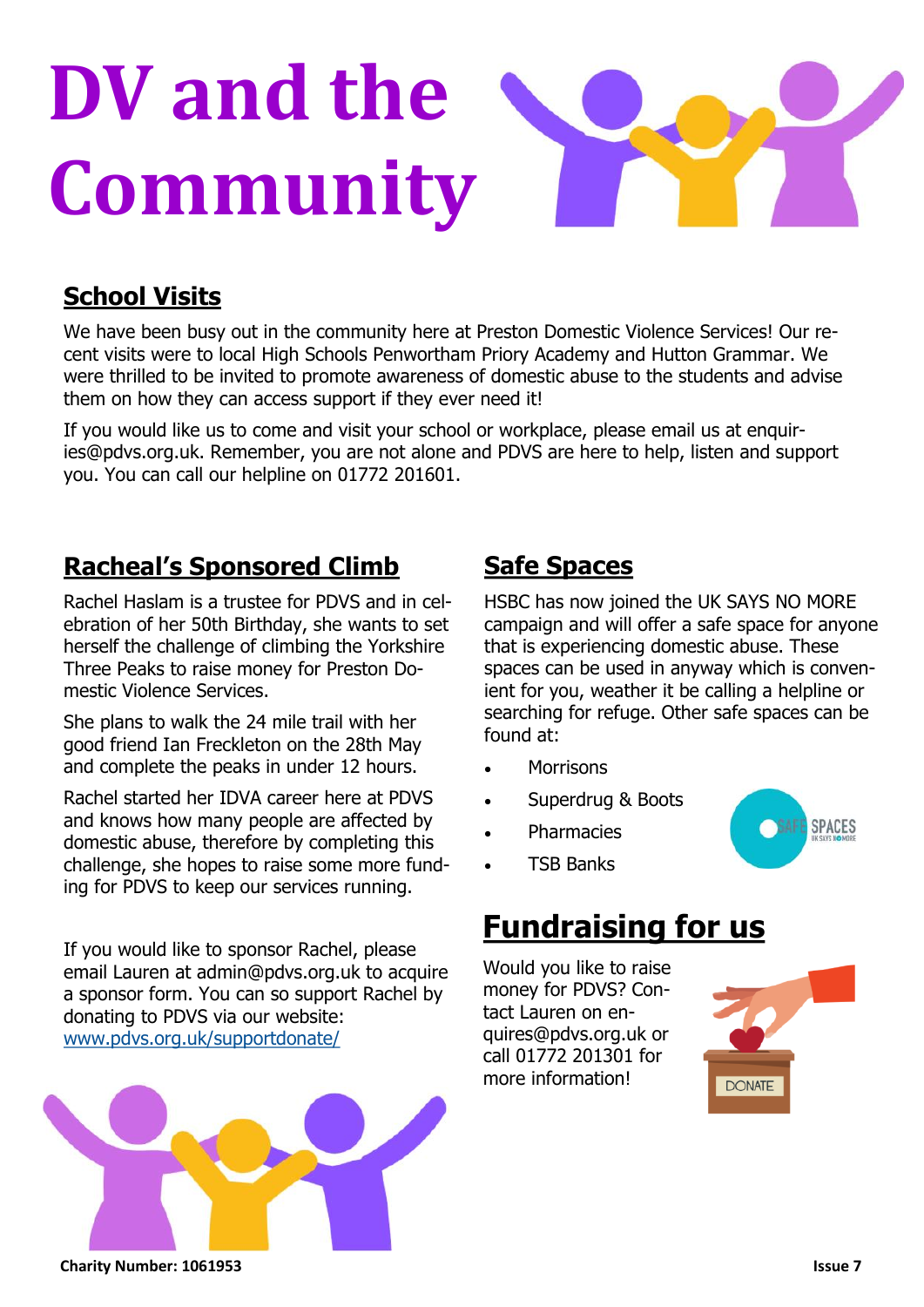# DV and the Community

## School Visits

We have been busy out in the community here at Preston Domestic Violence Services! Our recent visits were to local High Schools Penwortham Priory Academy and Hutton Grammar. We were thrilled to be invited to promote awareness of domestic abuse to the students and advise them on how they can access support if they ever need it!

If you would like us to come and visit your school or workplace, please email us at enquiries@pdvs.org.uk. Remember, you are not alone and PDVS are here to help, listen and support you. You can call our helpline on 01772 201601.

## Racheal's Sponsored Climb

Rachel Haslam is a trustee for PDVS and in celebration of her 50th Birthday, she wants to set herself the challenge of climbing the Yorkshire Three Peaks to raise money for Preston Domestic Violence Services.

She plans to walk the 24 mile trail with her good friend Ian Freckleton on the 28th May and complete the peaks in under 12 hours.

Rachel started her IDVA career here at PDVS and knows how many people are affected by domestic abuse, therefore by completing this challenge, she hopes to raise some more funding for PDVS to keep our services running.

If you would like to sponsor Rachel, please email Lauren at admin@pdvs.org.uk to acquire a sponsor form. You can so support Rachel by donating to PDVS via our website: [www.pdvs.org.uk/supportdonate/](www.pdvs.org.uk/supportdonate/)

## Safe Spaces

HSBC has now joined the UK SAYS NO MORE campaign and will offer a safe space for anyone that is experiencing domestic abuse. These spaces can be used in anyway which is convenient for you, weather it be calling a helpline or searching for refuge. Other safe spaces can be found at:

- Morrisons
- Superdrug & Boots
- Pharmacies
- TSB Banks

## Fundraising for us

Would you like to raise money for PDVS? Contact Lauren on enquires@pdvs.org.uk or call 01772 201301 for more information!

Charity Number: 1061953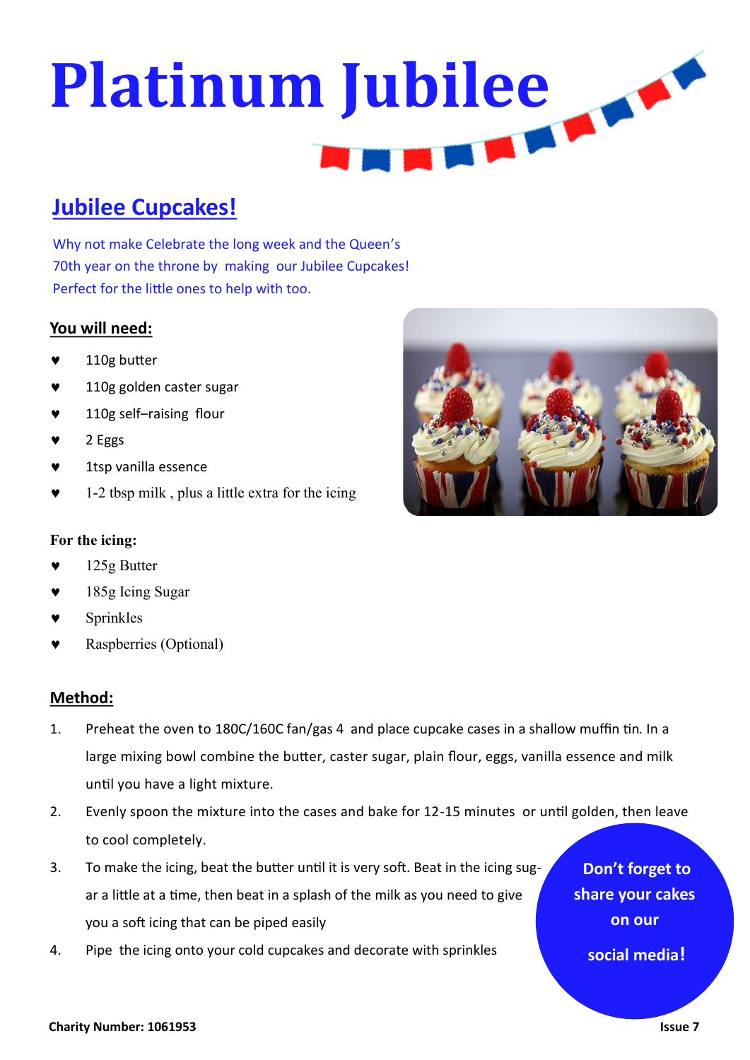# Platinum Jubilee

## Jubilee Cupcakes!

Why not make Celebrate the long week and the Queen's 70th year on the throne by making our Jubilee Cupcakes! Perfect for the little ones to help with too.

### You will need:

- 110g butter
- 110g golden caster sugar
- 110g self–raising flour
- 2 Eggs
- 1tsp vanilla essence
- 1-2 tbsp milk , plus a little extra for the icing

**For the icing:**

- 125g Butter
- 185g Icing Sugar
- Sprinkles
- Raspberries (Optional)

### Method:

1. Preheat the oven to 180C/160C fan/gas 4 and place cupcake cases in a shallow muffin tin. In a large mixing bowl combine the butter, caster sugar, plain flour, eggs, vanilla essence and milk until you have a light mixture.
2. Evenly spoon the mixture into the cases and bake for 12-15 minutes or until golden, then leave to cool completely.
3. To make the icing, beat the butter until it is very soft. Beat in the icing sugar a little at a time, then beat in a splash of the milk as you need to give you a soft icing that can be piped easily
4. Pipe the icing onto your cold cupcakes and decorate with sprinkles

**Don't forget to share your cakes on our social media!**

**Charity Number: 1061953**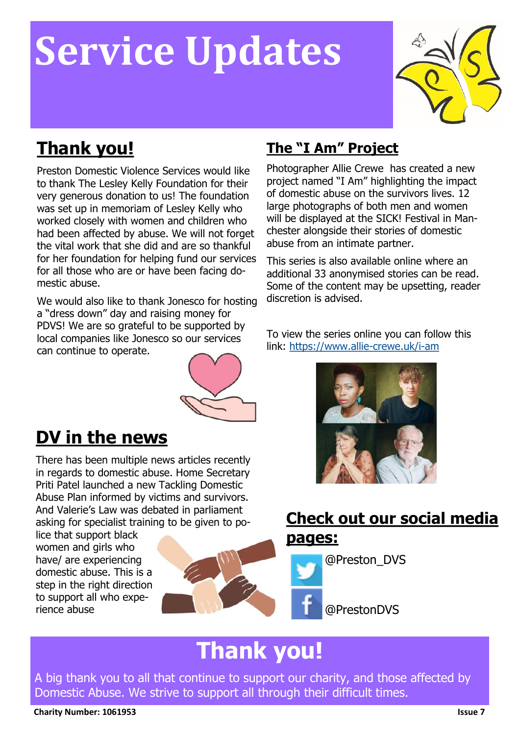# Service Updates

## Thank you!

Preston Domestic Violence Services would like to thank The Lesley Kelly Foundation for their very generous donation to us! The foundation was set up in memoriam of Lesley Kelly who worked closely with women and children who had been affected by abuse. We will not forget the vital work that she did and are so thankful for her foundation for helping fund our services for all those who are or have been facing domestic abuse.

We would also like to thank Jonesco for hosting a "dress down" day and raising money for PDVS! We are so grateful to be supported by local companies like Jonesco so our services can continue to operate.

## DV in the news

There has been multiple news articles recently in regards to domestic abuse. Home Secretary Priti Patel launched a new Tackling Domestic Abuse Plan informed by victims and survivors. And Valerie's Law was debated in parliament asking for specialist training to be given to police that support black women and girls who have/ are experiencing domestic abuse. This is a step in the right direction to support all who experience abuse

## The "I Am" Project

Photographer Allie Crewe has created a new project named "I Am" highlighting the impact of domestic abuse on the survivors lives. 12 large photographs of both men and women will be displayed at the SICK! Festival in Manchester alongside their stories of domestic abuse from an intimate partner.

This series is also available online where an additional 33 anonymised stories can be read. Some of the content may be upsetting, reader discretion is advised.

To view the series online you can follow this link: [https://www.allie-crewe.uk/i-am](https://www.allie-crewe.uk/i-am)

## Check out our social media pages:

@Preston_DVS

@PrestonDVS

# Thank you!

A big thank you to all that continue to support our charity, and those affected by Domestic Abuse. We strive to support all through their difficult times.

**Charity Number: 1061953**